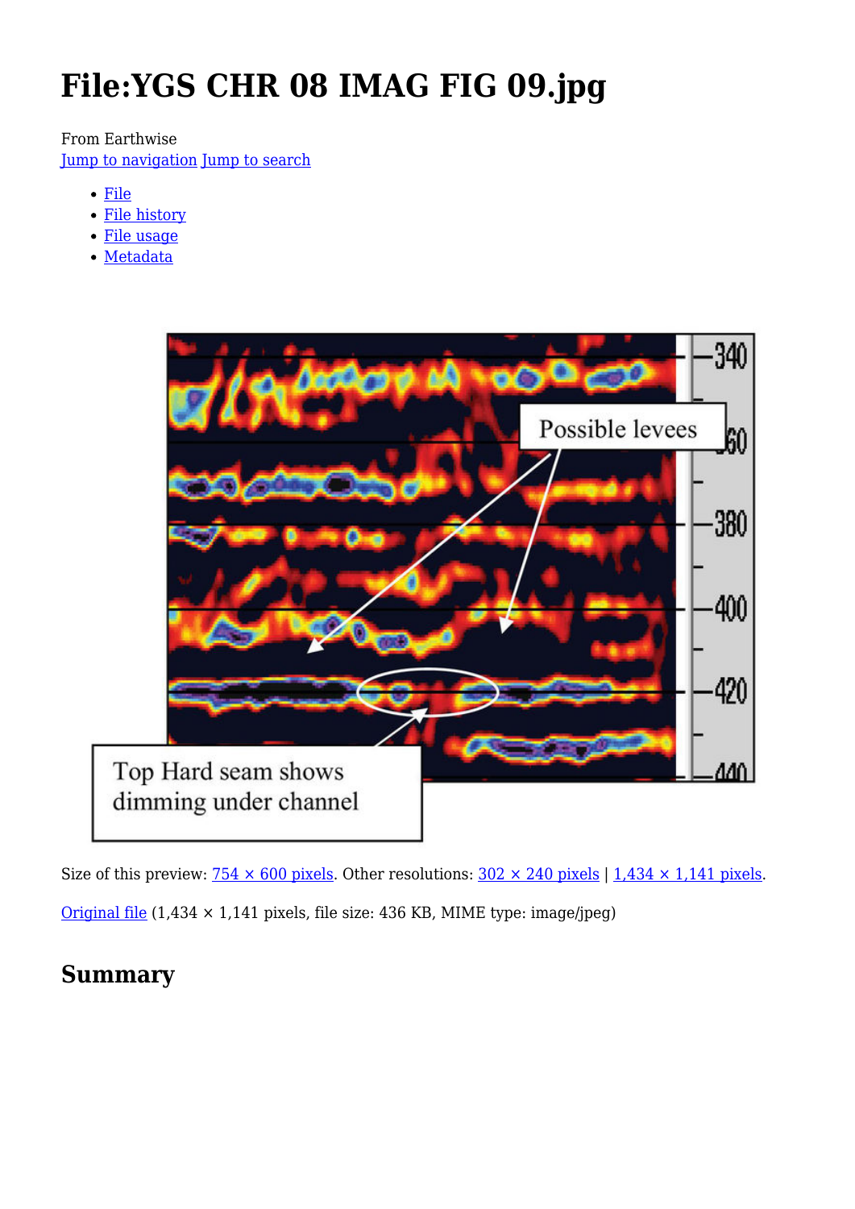# File:YGS CHR 08 IMAG FIG 09.jpg

From Earthwise

Jump to navigation Jump to search

- File
- File history
- File usage
- Metadata

Size of this preview: 754 × 600 pixels. Other resolutions: 302 × 240 pixels | 1,434 × 1,141 pixels.

Original file (1,434 × 1,141 pixels, file size: 436 KB, MIME type: image/jpeg)

## Summary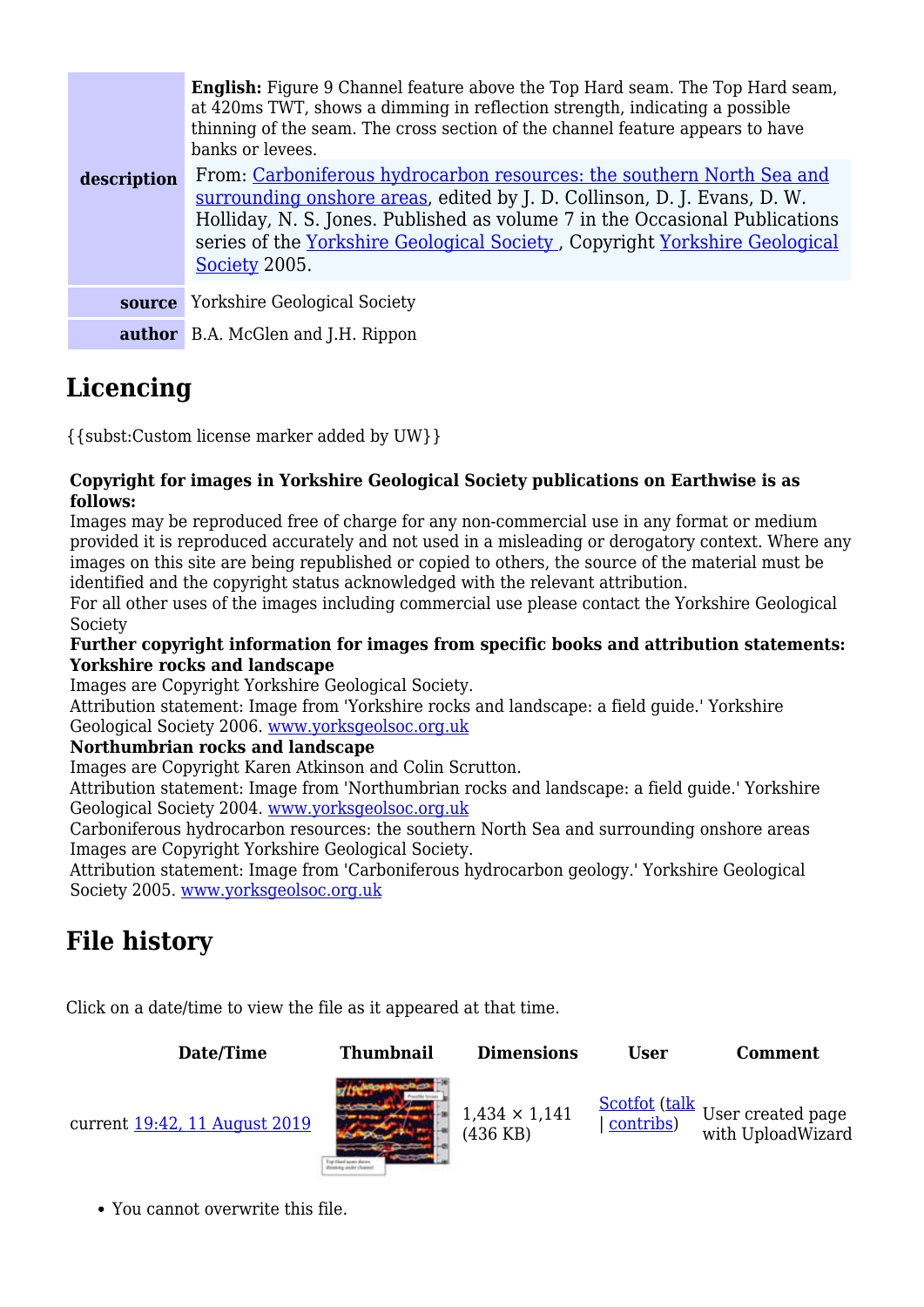| | |
|---|---|
| **description** | **English:** Figure 9 Channel feature above the Top Hard seam. The Top Hard seam, at 420ms TWT, shows a dimming in reflection strength, indicating a possible thinning of the seam. The cross section of the channel feature appears to have banks or levees. From: Carboniferous hydrocarbon resources: the southern North Sea and surrounding onshore areas, edited by J. D. Collinson, D. J. Evans, D. W. Holliday, N. S. Jones. Published as volume 7 in the Occasional Publications series of the Yorkshire Geological Society , Copyright Yorkshire Geological Society 2005. |
| **source** | Yorkshire Geological Society |
| **author** | B.A. McGlen and J.H. Rippon |

## Licencing

{{subst:Custom license marker added by UW}}

**Copyright for images in Yorkshire Geological Society publications on Earthwise is as follows:**
Images may be reproduced free of charge for any non-commercial use in any format or medium provided it is reproduced accurately and not used in a misleading or derogatory context. Where any images on this site are being republished or copied to others, the source of the material must be identified and the copyright status acknowledged with the relevant attribution.
For all other uses of the images including commercial use please contact the Yorkshire Geological Society
**Further copyright information for images from specific books and attribution statements:**
**Yorkshire rocks and landscape**
Images are Copyright Yorkshire Geological Society.
Attribution statement: Image from 'Yorkshire rocks and landscape: a field guide.' Yorkshire Geological Society 2006. www.yorksgeolsoc.org.uk
**Northumbrian rocks and landscape**
Images are Copyright Karen Atkinson and Colin Scrutton.
Attribution statement: Image from 'Northumbrian rocks and landscape: a field guide.' Yorkshire Geological Society 2004. www.yorksgeolsoc.org.uk
Carboniferous hydrocarbon resources: the southern North Sea and surrounding onshore areas
Images are Copyright Yorkshire Geological Society.
Attribution statement: Image from 'Carboniferous hydrocarbon geology.' Yorkshire Geological Society 2005. www.yorksgeolsoc.org.uk

## File history

Click on a date/time to view the file as it appeared at that time.

| | Date/Time | Thumbnail | Dimensions | User | Comment |
|---|---|---|---|---|---|
| current | 19:42, 11 August 2019 | | 1,434 × 1,141 (436 KB) | Scotfot (talk \| contribs) | User created page with UploadWizard |

- You cannot overwrite this file.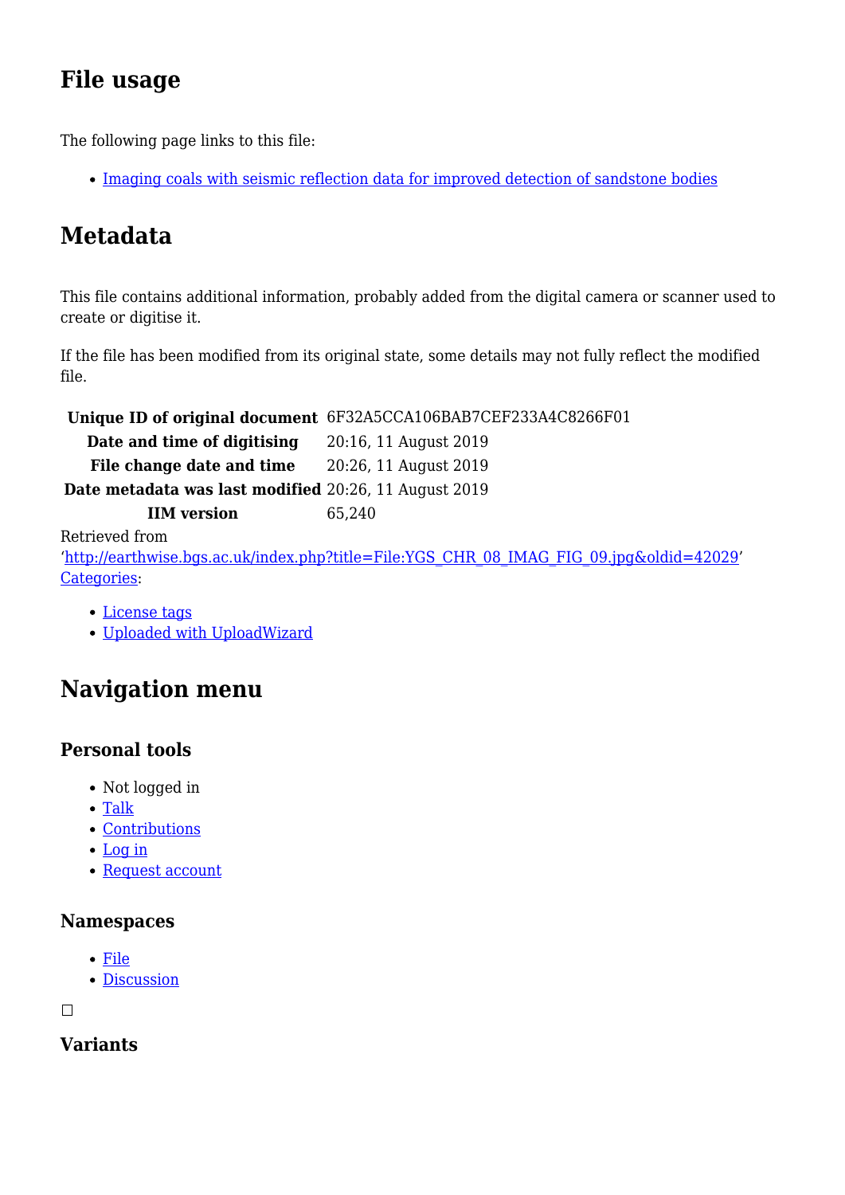## File usage

The following page links to this file:

- [Imaging coals with seismic reflection data for improved detection of sandstone bodies]()

## Metadata

This file contains additional information, probably added from the digital camera or scanner used to create or digitise it.

If the file has been modified from its original state, some details may not fully reflect the modified file.

| | |
|---|---|
| **Unique ID of original document** | 6F32A5CCA106BAB7CEF233A4C8266F01 |
| **Date and time of digitising** | 20:16, 11 August 2019 |
| **File change date and time** | 20:26, 11 August 2019 |
| **Date metadata was last modified** | 20:26, 11 August 2019 |
| **IIM version** | 65,240 |

Retrieved from 'http://earthwise.bgs.ac.uk/index.php?title=File:YGS_CHR_08_IMAG_FIG_09.jpg&oldid=42029'
Categories:

- License tags
- Uploaded with UploadWizard

## Navigation menu

### Personal tools

- Not logged in
- Talk
- Contributions
- Log in
- Request account

### Namespaces

- File
- Discussion

☐

### Variants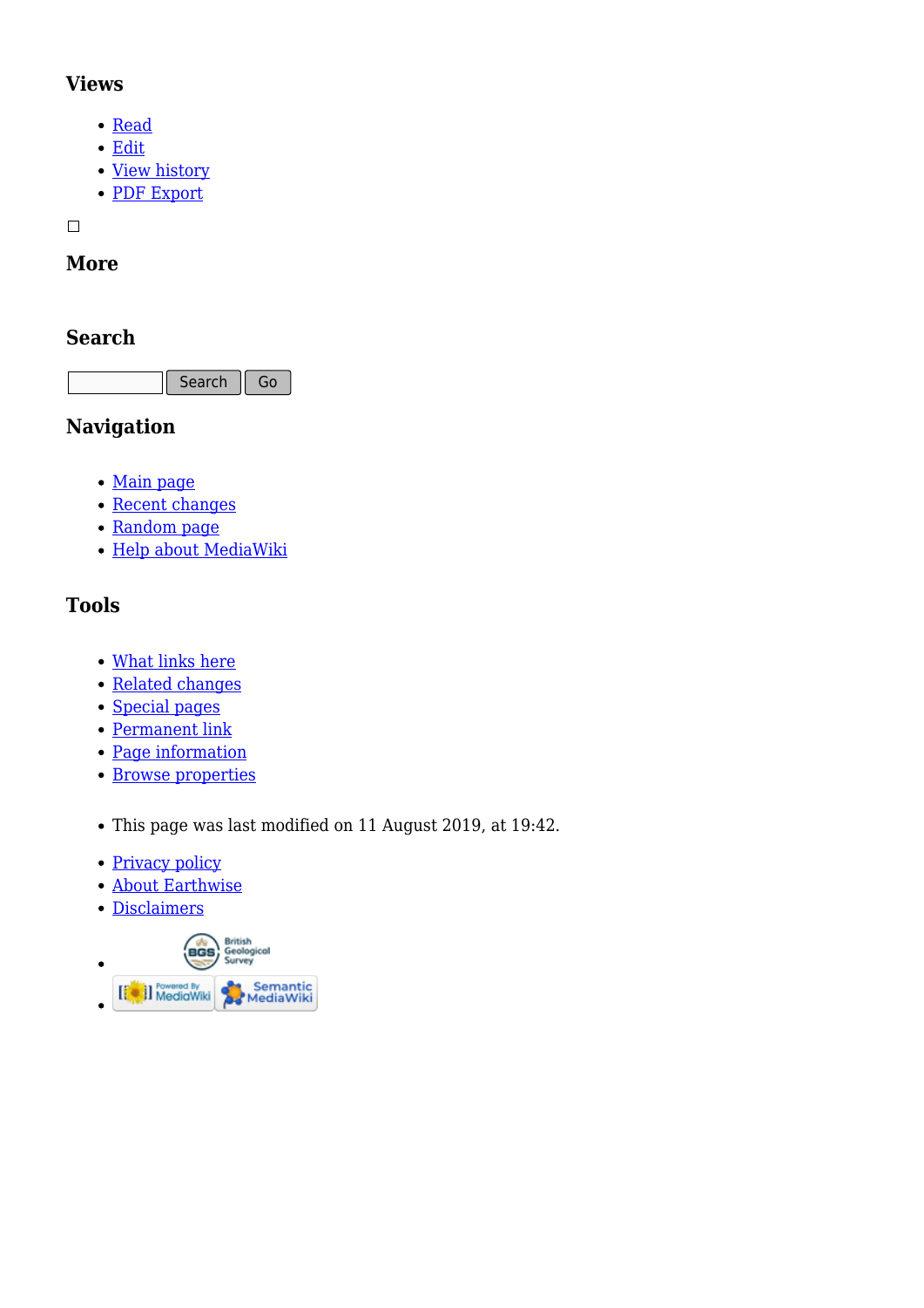### Views

- Read
- Edit
- View history
- PDF Export

### More

### Search

Search Go

### Navigation

- Main page
- Recent changes
- Random page
- Help about MediaWiki

### Tools

- What links here
- Related changes
- Special pages
- Permanent link
- Page information
- Browse properties

- This page was last modified on 11 August 2019, at 19:42.

- Privacy policy
- About Earthwise
- Disclaimers